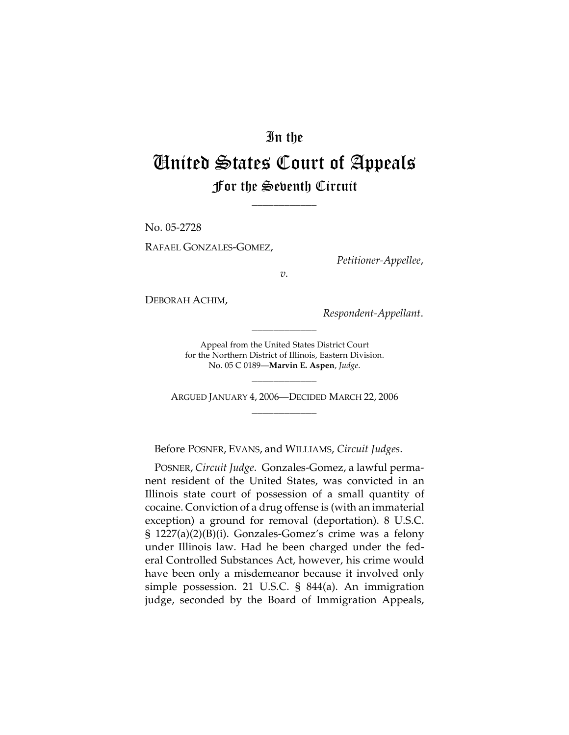# In the United States Court of Appeals For the Seventh Circuit

---

No. 05-2728

RAFAEL GONZALES-GOMEZ,

*Petitioner-Appellee*,

*v.*

DEBORAH ACHIM,

*Respondent-Appellant*.

---

Appeal from the United States District Court for the Northern District of Illinois, Eastern Division.
No. 05 C 0189—**Marvin E. Aspen**, *Judge*.

---

ARGUED JANUARY 4, 2006—DECIDED MARCH 22, 2006

---

Before POSNER, EVANS, and WILLIAMS, *Circuit Judges*.

POSNER, *Circuit Judge*. Gonzales-Gomez, a lawful permanent resident of the United States, was convicted in an Illinois state court of possession of a small quantity of cocaine. Conviction of a drug offense is (with an immaterial exception) a ground for removal (deportation). 8 U.S.C. § 1227(a)(2)(B)(i). Gonzales-Gomez's crime was a felony under Illinois law. Had he been charged under the federal Controlled Substances Act, however, his crime would have been only a misdemeanor because it involved only simple possession. 21 U.S.C. § 844(a). An immigration judge, seconded by the Board of Immigration Appeals,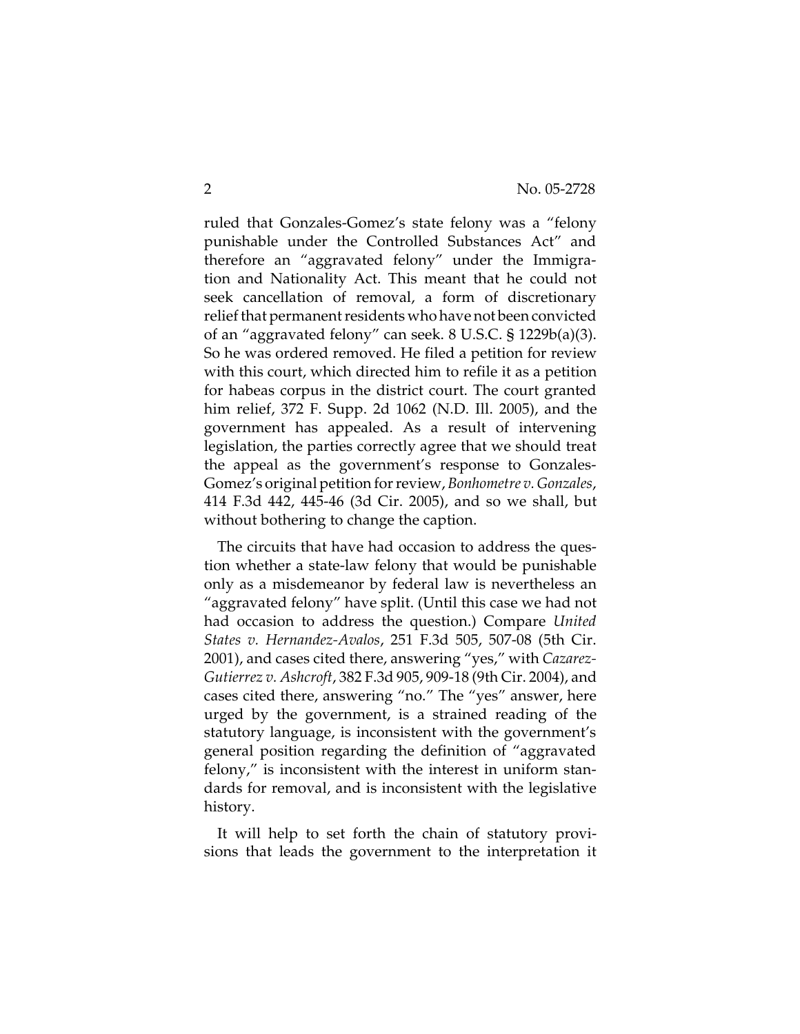ruled that Gonzales-Gomez's state felony was a "felony punishable under the Controlled Substances Act" and therefore an "aggravated felony" under the Immigration and Nationality Act. This meant that he could not seek cancellation of removal, a form of discretionary relief that permanent residents who have not been convicted of an "aggravated felony" can seek. 8 U.S.C. § 1229b(a)(3). So he was ordered removed. He filed a petition for review with this court, which directed him to refile it as a petition for habeas corpus in the district court. The court granted him relief, 372 F. Supp. 2d 1062 (N.D. Ill. 2005), and the government has appealed. As a result of intervening legislation, the parties correctly agree that we should treat the appeal as the government's response to Gonzales-Gomez's original petition for review, *Bonhometre v. Gonzales*, 414 F.3d 442, 445-46 (3d Cir. 2005), and so we shall, but without bothering to change the caption.

The circuits that have had occasion to address the question whether a state-law felony that would be punishable only as a misdemeanor by federal law is nevertheless an "aggravated felony" have split. (Until this case we had not had occasion to address the question.) Compare *United States v. Hernandez-Avalos*, 251 F.3d 505, 507-08 (5th Cir. 2001), and cases cited there, answering "yes," with *Cazarez-Gutierrez v. Ashcroft*, 382 F.3d 905, 909-18 (9th Cir. 2004), and cases cited there, answering "no." The "yes" answer, here urged by the government, is a strained reading of the statutory language, is inconsistent with the government's general position regarding the definition of "aggravated felony," is inconsistent with the interest in uniform standards for removal, and is inconsistent with the legislative history.

It will help to set forth the chain of statutory provisions that leads the government to the interpretation it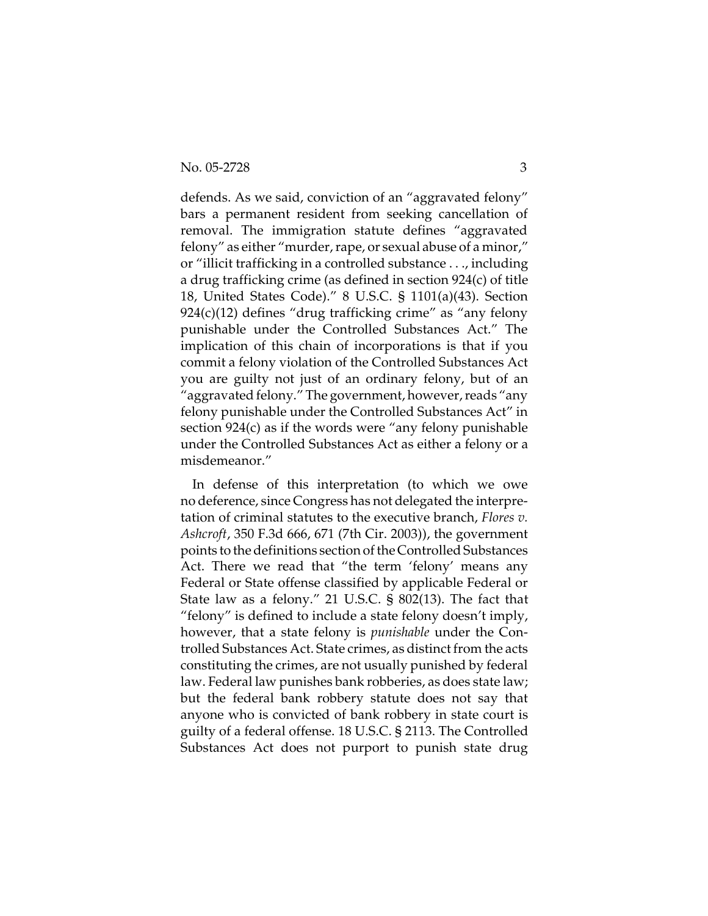defends. As we said, conviction of an "aggravated felony" bars a permanent resident from seeking cancellation of removal. The immigration statute defines "aggravated felony" as either "murder, rape, or sexual abuse of a minor," or "illicit trafficking in a controlled substance . . ., including a drug trafficking crime (as defined in section 924(c) of title 18, United States Code)." 8 U.S.C. § 1101(a)(43). Section 924(c)(12) defines "drug trafficking crime" as "any felony punishable under the Controlled Substances Act." The implication of this chain of incorporations is that if you commit a felony violation of the Controlled Substances Act you are guilty not just of an ordinary felony, but of an "aggravated felony." The government, however, reads "any felony punishable under the Controlled Substances Act" in section 924(c) as if the words were "any felony punishable under the Controlled Substances Act as either a felony or a misdemeanor."

In defense of this interpretation (to which we owe no deference, since Congress has not delegated the interpretation of criminal statutes to the executive branch, *Flores v. Ashcroft*, 350 F.3d 666, 671 (7th Cir. 2003)), the government points to the definitions section of the Controlled Substances Act. There we read that "the term 'felony' means any Federal or State offense classified by applicable Federal or State law as a felony." 21 U.S.C. § 802(13). The fact that "felony" is defined to include a state felony doesn't imply, however, that a state felony is *punishable* under the Controlled Substances Act. State crimes, as distinct from the acts constituting the crimes, are not usually punished by federal law. Federal law punishes bank robberies, as does state law; but the federal bank robbery statute does not say that anyone who is convicted of bank robbery in state court is guilty of a federal offense. 18 U.S.C. § 2113. The Controlled Substances Act does not purport to punish state drug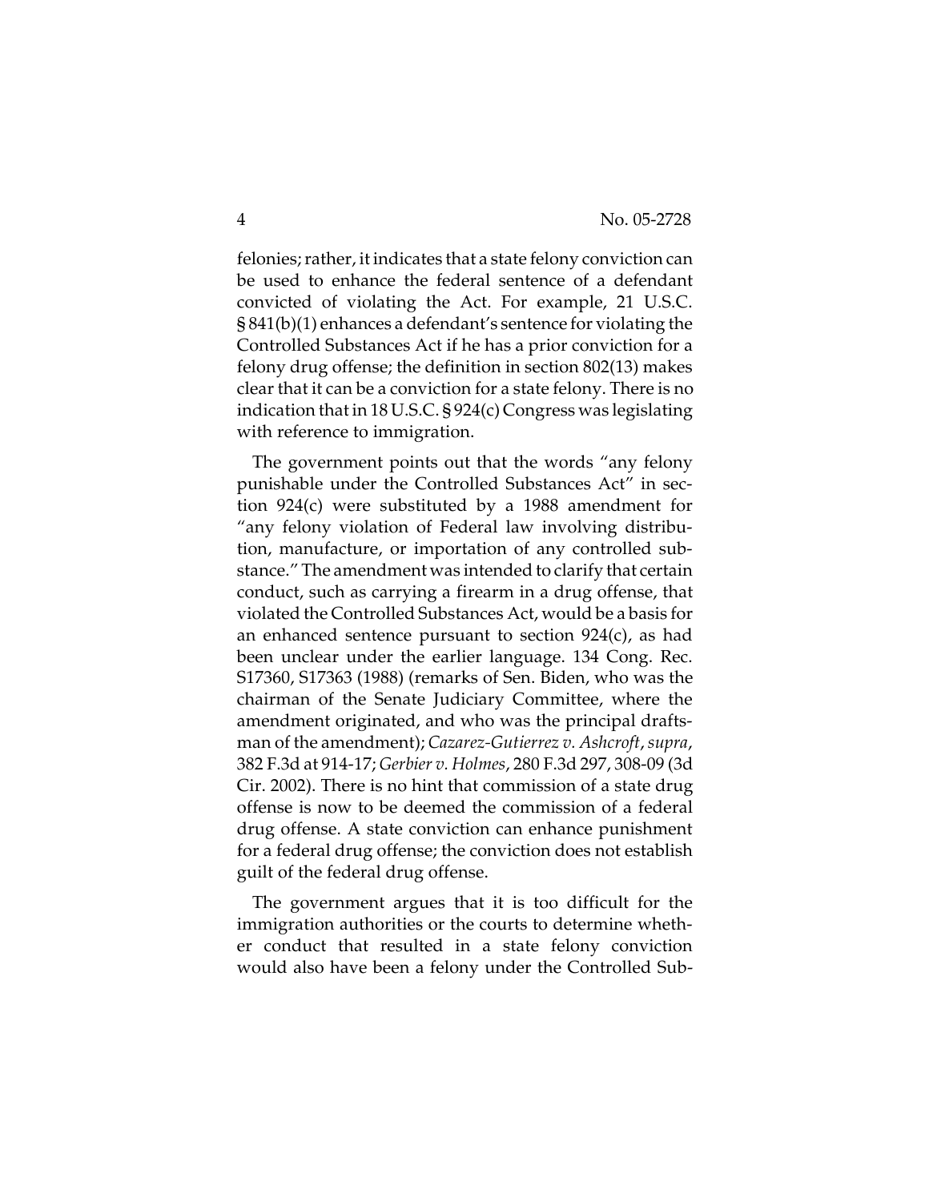felonies; rather, it indicates that a state felony conviction can be used to enhance the federal sentence of a defendant convicted of violating the Act. For example, 21 U.S.C. § 841(b)(1) enhances a defendant's sentence for violating the Controlled Substances Act if he has a prior conviction for a felony drug offense; the definition in section 802(13) makes clear that it can be a conviction for a state felony. There is no indication that in 18 U.S.C. § 924(c) Congress was legislating with reference to immigration.

The government points out that the words "any felony punishable under the Controlled Substances Act" in section 924(c) were substituted by a 1988 amendment for "any felony violation of Federal law involving distribution, manufacture, or importation of any controlled substance." The amendment was intended to clarify that certain conduct, such as carrying a firearm in a drug offense, that violated the Controlled Substances Act, would be a basis for an enhanced sentence pursuant to section 924(c), as had been unclear under the earlier language. 134 Cong. Rec. S17360, S17363 (1988) (remarks of Sen. Biden, who was the chairman of the Senate Judiciary Committee, where the amendment originated, and who was the principal draftsman of the amendment); *Cazarez-Gutierrez v. Ashcroft*, *supra*, 382 F.3d at 914-17; *Gerbier v. Holmes*, 280 F.3d 297, 308-09 (3d Cir. 2002). There is no hint that commission of a state drug offense is now to be deemed the commission of a federal drug offense. A state conviction can enhance punishment for a federal drug offense; the conviction does not establish guilt of the federal drug offense.

The government argues that it is too difficult for the immigration authorities or the courts to determine whether conduct that resulted in a state felony conviction would also have been a felony under the Controlled Sub-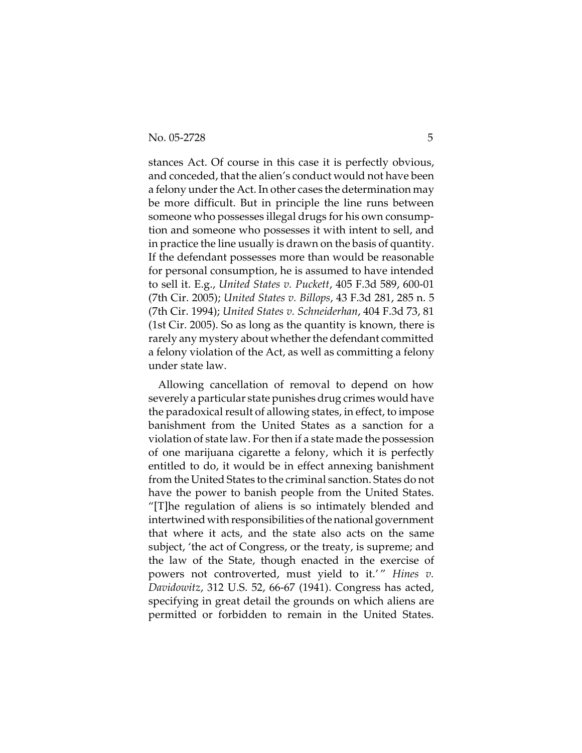stances Act. Of course in this case it is perfectly obvious, and conceded, that the alien's conduct would not have been a felony under the Act. In other cases the determination may be more difficult. But in principle the line runs between someone who possesses illegal drugs for his own consumption and someone who possesses it with intent to sell, and in practice the line usually is drawn on the basis of quantity. If the defendant possesses more than would be reasonable for personal consumption, he is assumed to have intended to sell it. E.g., *United States v. Puckett*, 405 F.3d 589, 600-01 (7th Cir. 2005); *United States v. Billops*, 43 F.3d 281, 285 n. 5 (7th Cir. 1994); *United States v. Schneiderhan*, 404 F.3d 73, 81 (1st Cir. 2005). So as long as the quantity is known, there is rarely any mystery about whether the defendant committed a felony violation of the Act, as well as committing a felony under state law.

Allowing cancellation of removal to depend on how severely a particular state punishes drug crimes would have the paradoxical result of allowing states, in effect, to impose banishment from the United States as a sanction for a violation of state law. For then if a state made the possession of one marijuana cigarette a felony, which it is perfectly entitled to do, it would be in effect annexing banishment from the United States to the criminal sanction. States do not have the power to banish people from the United States. "[T]he regulation of aliens is so intimately blended and intertwined with responsibilities of the national government that where it acts, and the state also acts on the same subject, 'the act of Congress, or the treaty, is supreme; and the law of the State, though enacted in the exercise of powers not controverted, must yield to it.'" *Hines v. Davidowitz*, 312 U.S. 52, 66-67 (1941). Congress has acted, specifying in great detail the grounds on which aliens are permitted or forbidden to remain in the United States.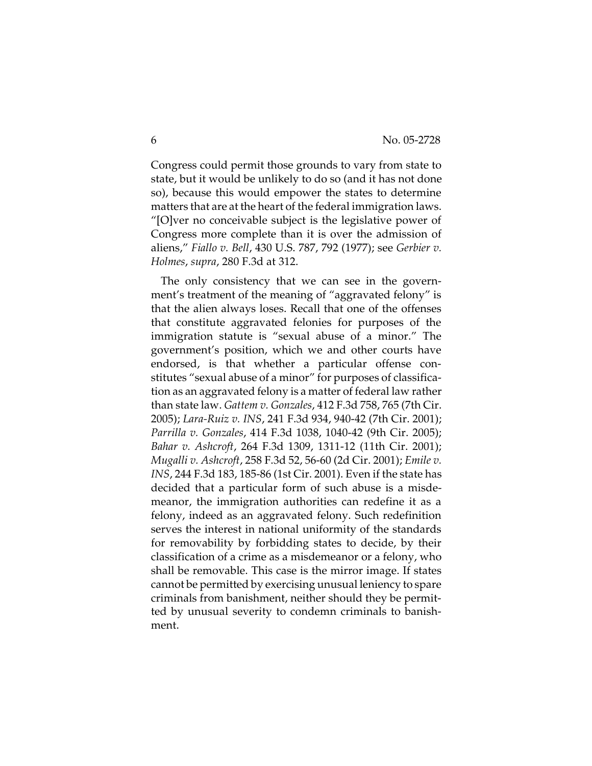Congress could permit those grounds to vary from state to state, but it would be unlikely to do so (and it has not done so), because this would empower the states to determine matters that are at the heart of the federal immigration laws. "[O]ver no conceivable subject is the legislative power of Congress more complete than it is over the admission of aliens," *Fiallo v. Bell*, 430 U.S. 787, 792 (1977); see *Gerbier v. Holmes*, *supra*, 280 F.3d at 312.

The only consistency that we can see in the government's treatment of the meaning of "aggravated felony" is that the alien always loses. Recall that one of the offenses that constitute aggravated felonies for purposes of the immigration statute is "sexual abuse of a minor." The government's position, which we and other courts have endorsed, is that whether a particular offense constitutes "sexual abuse of a minor" for purposes of classification as an aggravated felony is a matter of federal law rather than state law. *Gattem v. Gonzales*, 412 F.3d 758, 765 (7th Cir. 2005); *Lara-Ruiz v. INS*, 241 F.3d 934, 940-42 (7th Cir. 2001); *Parrilla v. Gonzales*, 414 F.3d 1038, 1040-42 (9th Cir. 2005); *Bahar v. Ashcroft*, 264 F.3d 1309, 1311-12 (11th Cir. 2001); *Mugalli v. Ashcroft*, 258 F.3d 52, 56-60 (2d Cir. 2001); *Emile v. INS*, 244 F.3d 183, 185-86 (1st Cir. 2001). Even if the state has decided that a particular form of such abuse is a misdemeanor, the immigration authorities can redefine it as a felony, indeed as an aggravated felony. Such redefinition serves the interest in national uniformity of the standards for removability by forbidding states to decide, by their classification of a crime as a misdemeanor or a felony, who shall be removable. This case is the mirror image. If states cannot be permitted by exercising unusual leniency to spare criminals from banishment, neither should they be permitted by unusual severity to condemn criminals to banishment.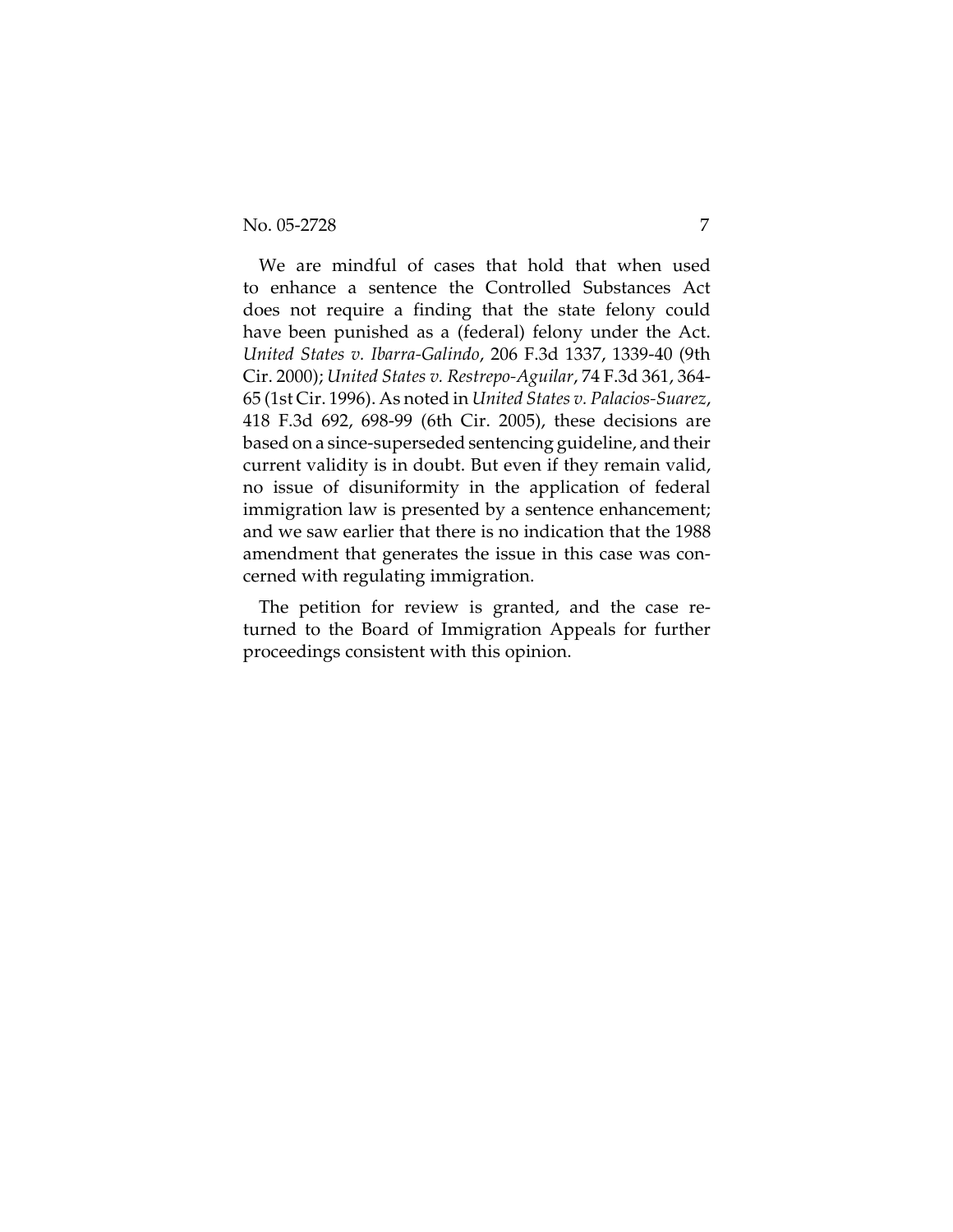We are mindful of cases that hold that when used to enhance a sentence the Controlled Substances Act does not require a finding that the state felony could have been punished as a (federal) felony under the Act. *United States v. Ibarra-Galindo*, 206 F.3d 1337, 1339-40 (9th Cir. 2000); *United States v. Restrepo-Aguilar*, 74 F.3d 361, 364-65 (1st Cir. 1996). As noted in *United States v. Palacios-Suarez*, 418 F.3d 692, 698-99 (6th Cir. 2005), these decisions are based on a since-superseded sentencing guideline, and their current validity is in doubt. But even if they remain valid, no issue of disuniformity in the application of federal immigration law is presented by a sentence enhancement; and we saw earlier that there is no indication that the 1988 amendment that generates the issue in this case was concerned with regulating immigration.

The petition for review is granted, and the case returned to the Board of Immigration Appeals for further proceedings consistent with this opinion.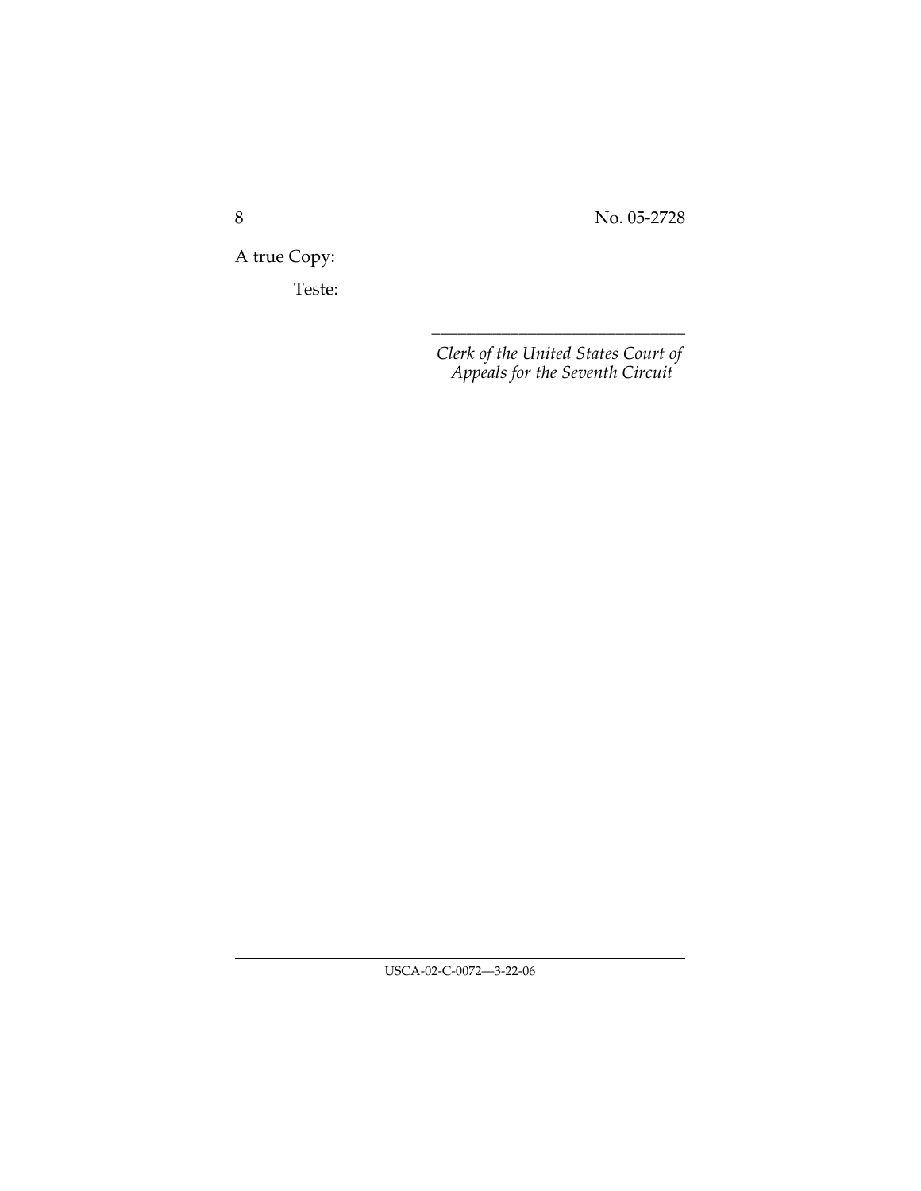A true Copy:

Teste:

\_\_\_\_\_\_\_\_\_\_\_\_\_\_\_\_\_\_\_\_\_\_\_\_\_\_\_\_\_\_\_\_

*Clerk of the United States Court of Appeals for the Seventh Circuit*

USCA-02-C-0072—3-22-06